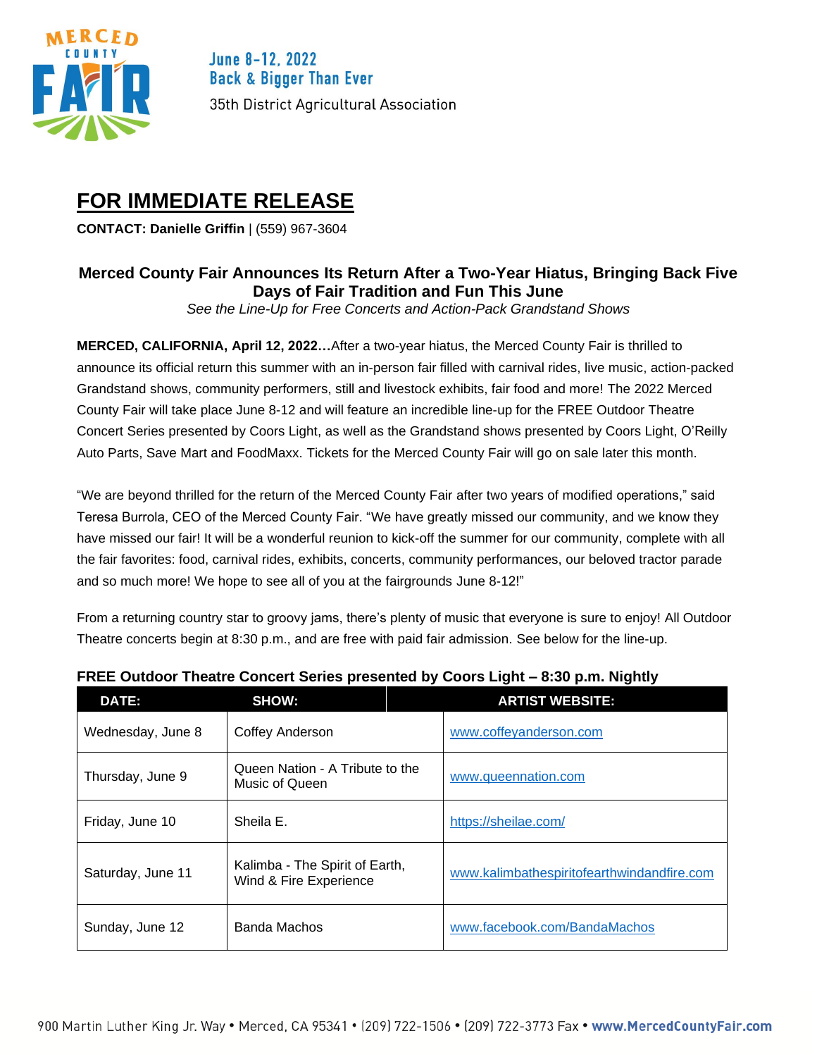June 8-12, 2022
Back & Bigger Than Ever
35th District Agricultural Association

# FOR IMMEDIATE RELEASE

**CONTACT: Danielle Griffin** | (559) 967-3604

## Merced County Fair Announces Its Return After a Two-Year Hiatus, Bringing Back Five Days of Fair Tradition and Fun This June

*See the Line-Up for Free Concerts and Action-Pack Grandstand Shows*

**MERCED, CALIFORNIA, April 12, 2022…**After a two-year hiatus, the Merced County Fair is thrilled to announce its official return this summer with an in-person fair filled with carnival rides, live music, action-packed Grandstand shows, community performers, still and livestock exhibits, fair food and more! The 2022 Merced County Fair will take place June 8-12 and will feature an incredible line-up for the FREE Outdoor Theatre Concert Series presented by Coors Light, as well as the Grandstand shows presented by Coors Light, O'Reilly Auto Parts, Save Mart and FoodMaxx. Tickets for the Merced County Fair will go on sale later this month.

"We are beyond thrilled for the return of the Merced County Fair after two years of modified operations," said Teresa Burrola, CEO of the Merced County Fair. "We have greatly missed our community, and we know they have missed our fair! It will be a wonderful reunion to kick-off the summer for our community, complete with all the fair favorites: food, carnival rides, exhibits, concerts, community performances, our beloved tractor parade and so much more! We hope to see all of you at the fairgrounds June 8-12!"

From a returning country star to groovy jams, there's plenty of music that everyone is sure to enjoy! All Outdoor Theatre concerts begin at 8:30 p.m., and are free with paid fair admission. See below for the line-up.

**FREE Outdoor Theatre Concert Series presented by Coors Light – 8:30 p.m. Nightly**

| DATE: | SHOW: | ARTIST WEBSITE: |
|---|---|---|
| Wednesday, June 8 | Coffey Anderson | www.coffeyanderson.com |
| Thursday, June 9 | Queen Nation - A Tribute to the Music of Queen | www.queennation.com |
| Friday, June 10 | Sheila E. | https://sheilae.com/ |
| Saturday, June 11 | Kalimba - The Spirit of Earth, Wind & Fire Experience | www.kalimbathespiritofearthwindandfire.com |
| Sunday, June 12 | Banda Machos | www.facebook.com/BandaMachos |

900 Martin Luther King Jr. Way • Merced, CA 95341 • (209) 722-1506 • (209) 722-3773 Fax • **www.MercedCountyFair.com**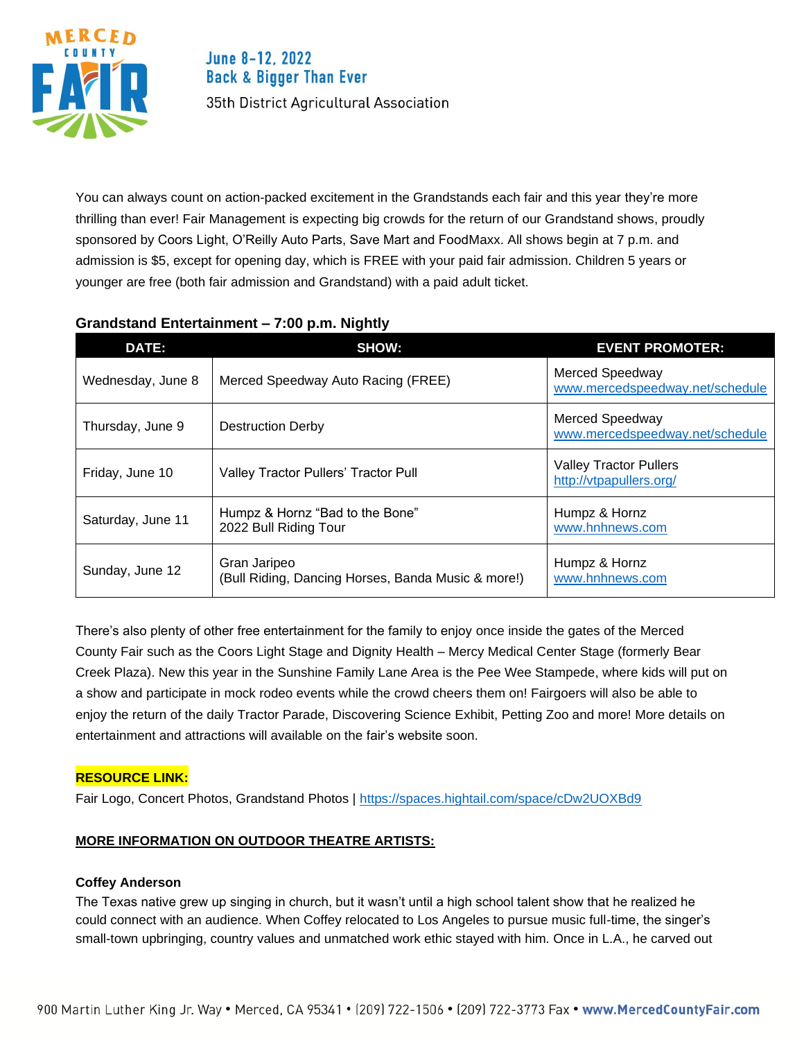June 8-12, 2022
Back & Bigger Than Ever
35th District Agricultural Association

You can always count on action-packed excitement in the Grandstands each fair and this year they're more thrilling than ever! Fair Management is expecting big crowds for the return of our Grandstand shows, proudly sponsored by Coors Light, O'Reilly Auto Parts, Save Mart and FoodMaxx. All shows begin at 7 p.m. and admission is $5, except for opening day, which is FREE with your paid fair admission. Children 5 years or younger are free (both fair admission and Grandstand) with a paid adult ticket.

**Grandstand Entertainment – 7:00 p.m. Nightly**

| DATE: | SHOW: | EVENT PROMOTER: |
|---|---|---|
| Wednesday, June 8 | Merced Speedway Auto Racing (FREE) | Merced Speedway www.mercedspeedway.net/schedule |
| Thursday, June 9 | Destruction Derby | Merced Speedway www.mercedspeedway.net/schedule |
| Friday, June 10 | Valley Tractor Pullers' Tractor Pull | Valley Tractor Pullers http://vtpapullers.org/ |
| Saturday, June 11 | Humpz & Hornz "Bad to the Bone" 2022 Bull Riding Tour | Humpz & Hornz www.hnhnews.com |
| Sunday, June 12 | Gran Jaripeo (Bull Riding, Dancing Horses, Banda Music & more!) | Humpz & Hornz www.hnhnews.com |

There's also plenty of other free entertainment for the family to enjoy once inside the gates of the Merced County Fair such as the Coors Light Stage and Dignity Health – Mercy Medical Center Stage (formerly Bear Creek Plaza). New this year in the Sunshine Family Lane Area is the Pee Wee Stampede, where kids will put on a show and participate in mock rodeo events while the crowd cheers them on! Fairgoers will also be able to enjoy the return of the daily Tractor Parade, Discovering Science Exhibit, Petting Zoo and more! More details on entertainment and attractions will available on the fair's website soon.

**RESOURCE LINK:**
Fair Logo, Concert Photos, Grandstand Photos | https://spaces.hightail.com/space/cDw2UOXBd9

**MORE INFORMATION ON OUTDOOR THEATRE ARTISTS:**

**Coffey Anderson**
The Texas native grew up singing in church, but it wasn't until a high school talent show that he realized he could connect with an audience. When Coffey relocated to Los Angeles to pursue music full-time, the singer's small-town upbringing, country values and unmatched work ethic stayed with him. Once in L.A., he carved out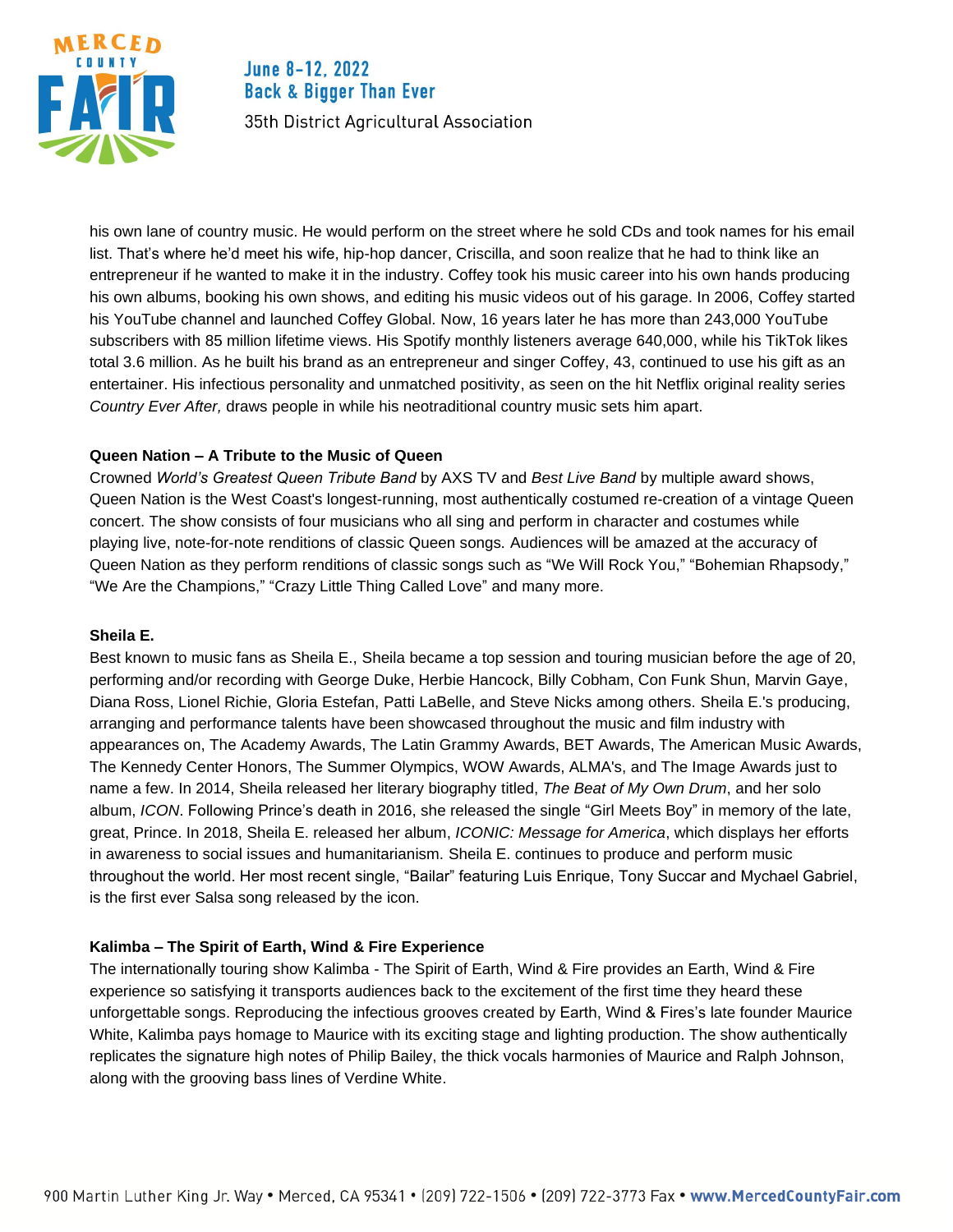his own lane of country music. He would perform on the street where he sold CDs and took names for his email list. That's where he'd meet his wife, hip-hop dancer, Criscilla, and soon realize that he had to think like an entrepreneur if he wanted to make it in the industry. Coffey took his music career into his own hands producing his own albums, booking his own shows, and editing his music videos out of his garage. In 2006, Coffey started his YouTube channel and launched Coffey Global. Now, 16 years later he has more than 243,000 YouTube subscribers with 85 million lifetime views. His Spotify monthly listeners average 640,000, while his TikTok likes total 3.6 million. As he built his brand as an entrepreneur and singer Coffey, 43, continued to use his gift as an entertainer. His infectious personality and unmatched positivity, as seen on the hit Netflix original reality series *Country Ever After,* draws people in while his neotraditional country music sets him apart.

**Queen Nation – A Tribute to the Music of Queen**

Crowned *World's Greatest Queen Tribute Band* by AXS TV and *Best Live Band* by multiple award shows, Queen Nation is the West Coast's longest-running, most authentically costumed re-creation of a vintage Queen concert. The show consists of four musicians who all sing and perform in character and costumes while playing live, note-for-note renditions of classic Queen songs. Audiences will be amazed at the accuracy of Queen Nation as they perform renditions of classic songs such as "We Will Rock You," "Bohemian Rhapsody," "We Are the Champions," "Crazy Little Thing Called Love" and many more.

**Sheila E.**

Best known to music fans as Sheila E., Sheila became a top session and touring musician before the age of 20, performing and/or recording with George Duke, Herbie Hancock, Billy Cobham, Con Funk Shun, Marvin Gaye, Diana Ross, Lionel Richie, Gloria Estefan, Patti LaBelle, and Steve Nicks among others. Sheila E.'s producing, arranging and performance talents have been showcased throughout the music and film industry with appearances on, The Academy Awards, The Latin Grammy Awards, BET Awards, The American Music Awards, The Kennedy Center Honors, The Summer Olympics, WOW Awards, ALMA's, and The Image Awards just to name a few. In 2014, Sheila released her literary biography titled, *The Beat of My Own Drum*, and her solo album, *ICON*. Following Prince's death in 2016, she released the single "Girl Meets Boy" in memory of the late, great, Prince. In 2018, Sheila E. released her album, *ICONIC: Message for America*, which displays her efforts in awareness to social issues and humanitarianism. Sheila E. continues to produce and perform music throughout the world. Her most recent single, "Bailar" featuring Luis Enrique, Tony Succar and Mychael Gabriel, is the first ever Salsa song released by the icon.

**Kalimba – The Spirit of Earth, Wind & Fire Experience**

The internationally touring show Kalimba - The Spirit of Earth, Wind & Fire provides an Earth, Wind & Fire experience so satisfying it transports audiences back to the excitement of the first time they heard these unforgettable songs. Reproducing the infectious grooves created by Earth, Wind & Fires's late founder Maurice White, Kalimba pays homage to Maurice with its exciting stage and lighting production. The show authentically replicates the signature high notes of Philip Bailey, the thick vocals harmonies of Maurice and Ralph Johnson, along with the grooving bass lines of Verdine White.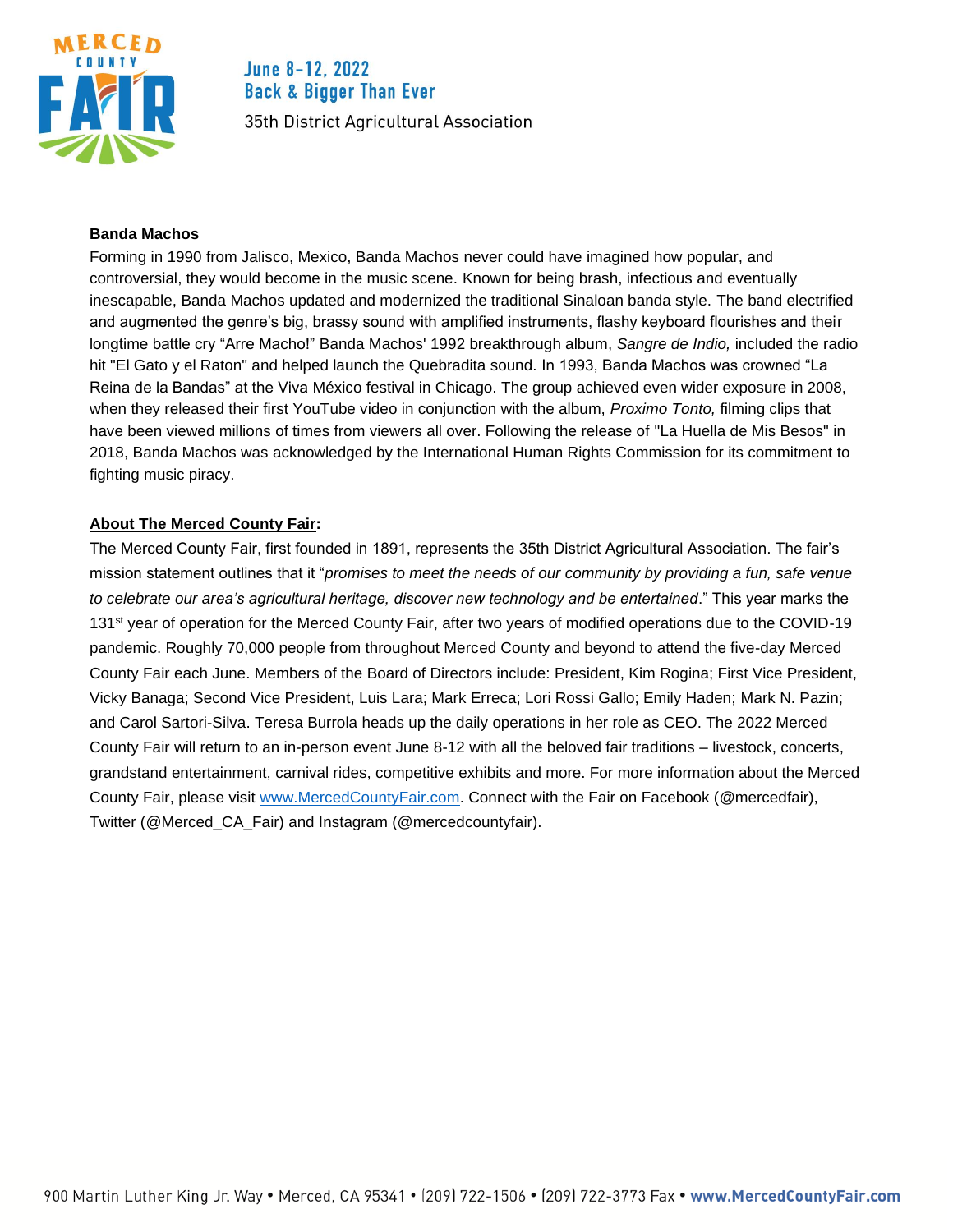June 8-12, 2022
Back & Bigger Than Ever
35th District Agricultural Association

**Banda Machos**

Forming in 1990 from Jalisco, Mexico, Banda Machos never could have imagined how popular, and controversial, they would become in the music scene. Known for being brash, infectious and eventually inescapable, Banda Machos updated and modernized the traditional Sinaloan banda style. The band electrified and augmented the genre's big, brassy sound with amplified instruments, flashy keyboard flourishes and their longtime battle cry "Arre Macho!" Banda Machos' 1992 breakthrough album, *Sangre de Indio,* included the radio hit "El Gato y el Raton" and helped launch the Quebradita sound. In 1993, Banda Machos was crowned "La Reina de la Bandas" at the Viva México festival in Chicago. The group achieved even wider exposure in 2008, when they released their first YouTube video in conjunction with the album, *Proximo Tonto,* filming clips that have been viewed millions of times from viewers all over. Following the release of "La Huella de Mis Besos" in 2018, Banda Machos was acknowledged by the International Human Rights Commission for its commitment to fighting music piracy.

**About The Merced County Fair:**

The Merced County Fair, first founded in 1891, represents the 35th District Agricultural Association. The fair's mission statement outlines that it "*promises to meet the needs of our community by providing a fun, safe venue to celebrate our area's agricultural heritage, discover new technology and be entertained*." This year marks the 131st year of operation for the Merced County Fair, after two years of modified operations due to the COVID-19 pandemic. Roughly 70,000 people from throughout Merced County and beyond to attend the five-day Merced County Fair each June. Members of the Board of Directors include: President, Kim Rogina; First Vice President, Vicky Banaga; Second Vice President, Luis Lara; Mark Erreca; Lori Rossi Gallo; Emily Haden; Mark N. Pazin; and Carol Sartori-Silva. Teresa Burrola heads up the daily operations in her role as CEO. The 2022 Merced County Fair will return to an in-person event June 8-12 with all the beloved fair traditions – livestock, concerts, grandstand entertainment, carnival rides, competitive exhibits and more. For more information about the Merced County Fair, please visit www.MercedCountyFair.com. Connect with the Fair on Facebook (@mercedfair), Twitter (@Merced_CA_Fair) and Instagram (@mercedcountyfair).

900 Martin Luther King Jr. Way • Merced, CA 95341 • (209) 722-1506 • (209) 722-3773 Fax • www.MercedCountyFair.com